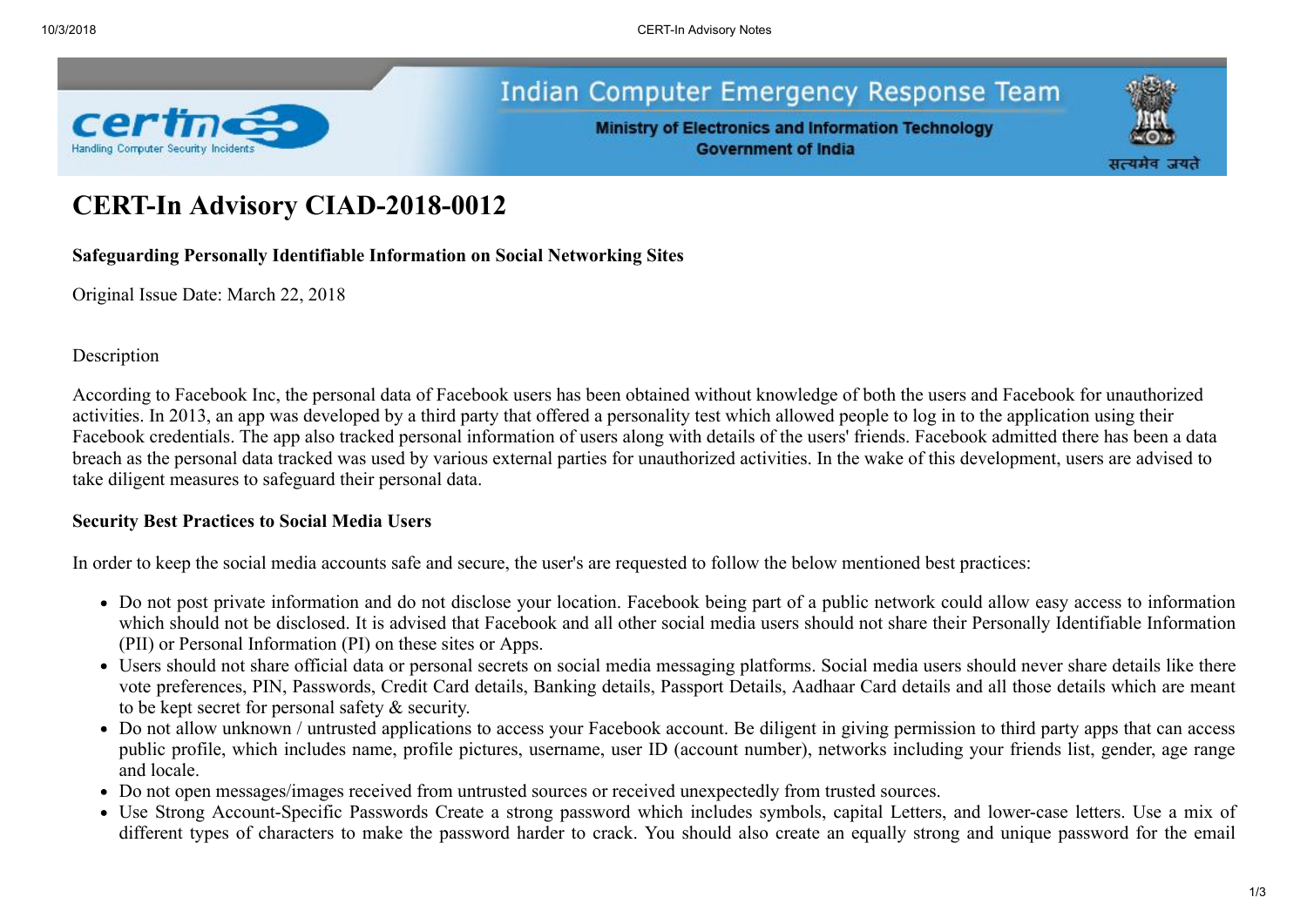Indian Computer Emergency Response Team

Ministry of Electronics and Information Technology
Government of India

# CERT-In Advisory CIAD-2018-0012

**Safeguarding Personally Identifiable Information on Social Networking Sites**

Original Issue Date: March 22, 2018

Description

According to Facebook Inc, the personal data of Facebook users has been obtained without knowledge of both the users and Facebook for unauthorized activities. In 2013, an app was developed by a third party that offered a personality test which allowed people to log in to the application using their Facebook credentials. The app also tracked personal information of users along with details of the users' friends. Facebook admitted there has been a data breach as the personal data tracked was used by various external parties for unauthorized activities. In the wake of this development, users are advised to take diligent measures to safeguard their personal data.

**Security Best Practices to Social Media Users**

In order to keep the social media accounts safe and secure, the user's are requested to follow the below mentioned best practices:

- Do not post private information and do not disclose your location. Facebook being part of a public network could allow easy access to information which should not be disclosed. It is advised that Facebook and all other social media users should not share their Personally Identifiable Information (PII) or Personal Information (PI) on these sites or Apps.
- Users should not share official data or personal secrets on social media messaging platforms. Social media users should never share details like there vote preferences, PIN, Passwords, Credit Card details, Banking details, Passport Details, Aadhaar Card details and all those details which are meant to be kept secret for personal safety & security.
- Do not allow unknown / untrusted applications to access your Facebook account. Be diligent in giving permission to third party apps that can access public profile, which includes name, profile pictures, username, user ID (account number), networks including your friends list, gender, age range and locale.
- Do not open messages/images received from untrusted sources or received unexpectedly from trusted sources.
- Use Strong Account-Specific Passwords Create a strong password which includes symbols, capital Letters, and lower-case letters. Use a mix of different types of characters to make the password harder to crack. You should also create an equally strong and unique password for the email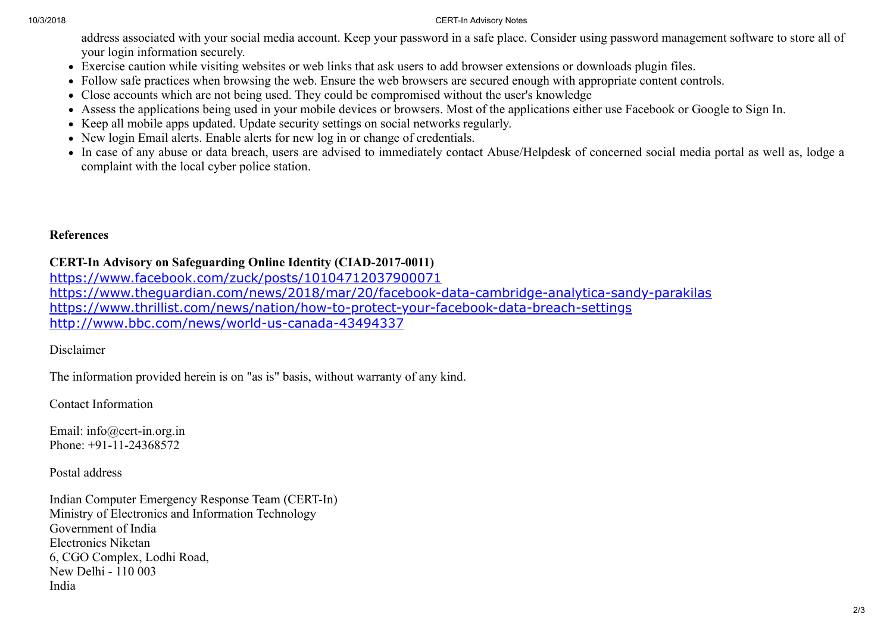address associated with your social media account. Keep your password in a safe place. Consider using password management software to store all of your login information securely.

- Exercise caution while visiting websites or web links that ask users to add browser extensions or downloads plugin files.
- Follow safe practices when browsing the web. Ensure the web browsers are secured enough with appropriate content controls.
- Close accounts which are not being used. They could be compromised without the user's knowledge
- Assess the applications being used in your mobile devices or browsers. Most of the applications either use Facebook or Google to Sign In.
- Keep all mobile apps updated. Update security settings on social networks regularly.
- New login Email alerts. Enable alerts for new log in or change of credentials.
- In case of any abuse or data breach, users are advised to immediately contact Abuse/Helpdesk of concerned social media portal as well as, lodge a complaint with the local cyber police station.

**References**

**CERT-In Advisory on Safeguarding Online Identity (CIAD-2017-0011)**
https://www.facebook.com/zuck/posts/10104712037900071
https://www.theguardian.com/news/2018/mar/20/facebook-data-cambridge-analytica-sandy-parakilas
https://www.thrillist.com/news/nation/how-to-protect-your-facebook-data-breach-settings
http://www.bbc.com/news/world-us-canada-43494337

Disclaimer

The information provided herein is on "as is" basis, without warranty of any kind.

Contact Information

Email: info@cert-in.org.in
Phone: +91-11-24368572

Postal address

Indian Computer Emergency Response Team (CERT-In)
Ministry of Electronics and Information Technology
Government of India
Electronics Niketan
6, CGO Complex, Lodhi Road,
New Delhi - 110 003
India